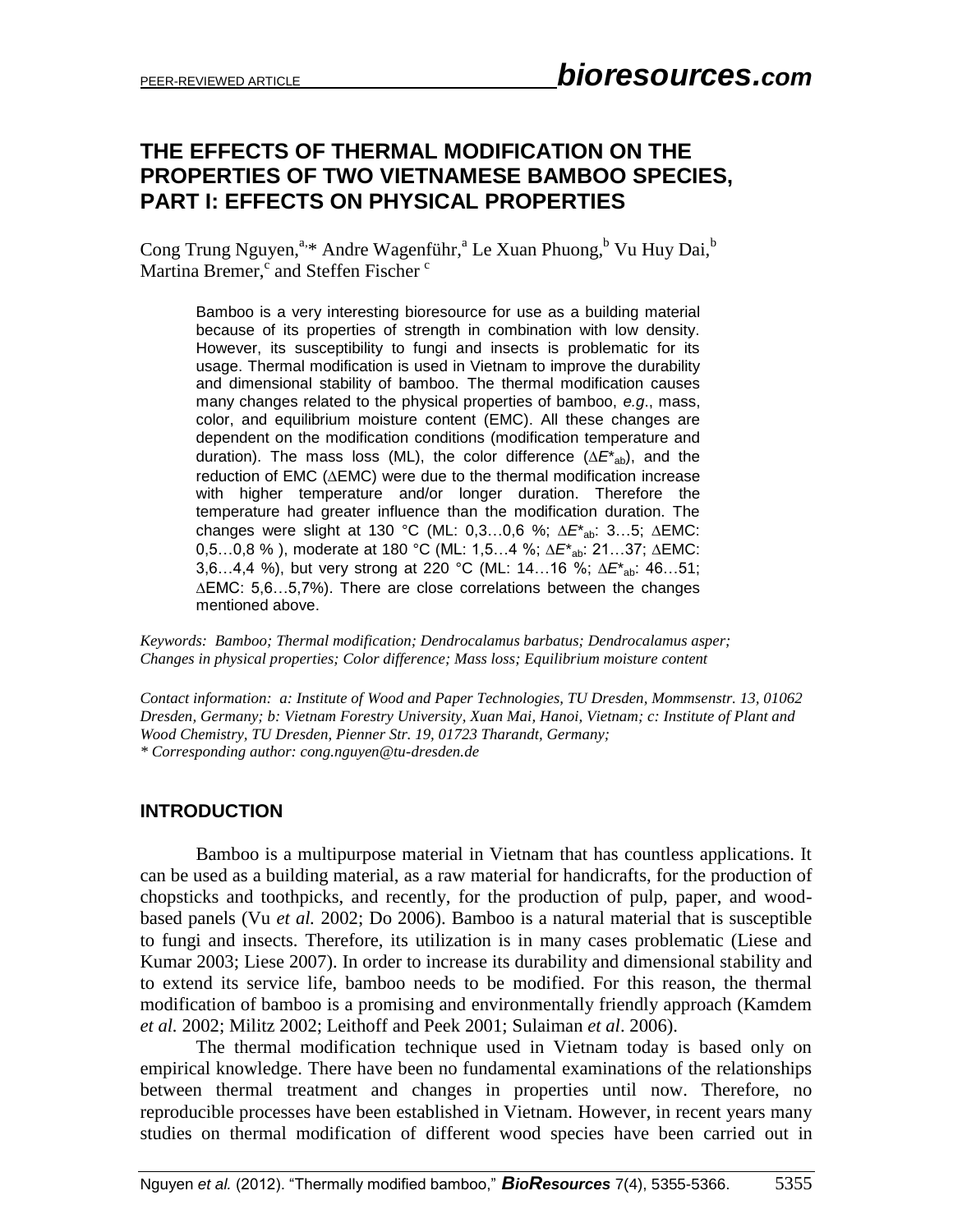# THE EFFECTS OF THERMAL MODIFICATION ON THE PROPERTIES OF TWO VIETNAMESE BAMBOO SPECIES, PART I: EFFECTS ON PHYSICAL PROPERTIES

Cong Trung Nguyen,[a,]* Andre Wagenführ,[a] Le Xuan Phuong,[b] Vu Huy Dai,[b] Martina Bremer,[c] and Steffen Fischer [c]

Bamboo is a very interesting bioresource for use as a building material because of its properties of strength in combination with low density. However, its susceptibility to fungi and insects is problematic for its usage. Thermal modification is used in Vietnam to improve the durability and dimensional stability of bamboo. The thermal modification causes many changes related to the physical properties of bamboo, *e.g*., mass, color, and equilibrium moisture content (EMC). All these changes are dependent on the modification conditions (modification temperature and duration). The mass loss (ML), the color difference ($\Delta E^*_{ab}$), and the reduction of EMC ($\Delta$EMC) were due to the thermal modification increase with higher temperature and/or longer duration. Therefore the temperature had greater influence than the modification duration. The changes were slight at 130 °C (ML: 0,3…0,6 %; $\Delta E^*_{ab}$: 3…5; $\Delta$EMC: 0,5…0,8 % ), moderate at 180 °C (ML: 1,5…4 %; $\Delta E^*_{ab}$: 21…37; $\Delta$EMC: 3,6…4,4 %), but very strong at 220 °C (ML: 14…16 %; $\Delta E^*_{ab}$: 46…51; $\Delta$EMC: 5,6…5,7%). There are close correlations between the changes mentioned above.

*Keywords: Bamboo; Thermal modification; Dendrocalamus barbatus; Dendrocalamus asper; Changes in physical properties; Color difference; Mass loss; Equilibrium moisture content*

*Contact information: a: Institute of Wood and Paper Technologies, TU Dresden, Mommsenstr. 13, 01062 Dresden, Germany; b: Vietnam Forestry University, Xuan Mai, Hanoi, Vietnam; c: Institute of Plant and Wood Chemistry, TU Dresden, Pienner Str. 19, 01723 Tharandt, Germany;*
*\* Corresponding author: cong.nguyen@tu-dresden.de*

## INTRODUCTION

Bamboo is a multipurpose material in Vietnam that has countless applications. It can be used as a building material, as a raw material for handicrafts, for the production of chopsticks and toothpicks, and recently, for the production of pulp, paper, and wood-based panels (Vu *et al.* 2002; Do 2006). Bamboo is a natural material that is susceptible to fungi and insects. Therefore, its utilization is in many cases problematic (Liese and Kumar 2003; Liese 2007). In order to increase its durability and dimensional stability and to extend its service life, bamboo needs to be modified. For this reason, the thermal modification of bamboo is a promising and environmentally friendly approach (Kamdem *et al.* 2002; Militz 2002; Leithoff and Peek 2001; Sulaiman *et al*. 2006).

The thermal modification technique used in Vietnam today is based only on empirical knowledge. There have been no fundamental examinations of the relationships between thermal treatment and changes in properties until now. Therefore, no reproducible processes have been established in Vietnam. However, in recent years many studies on thermal modification of different wood species have been carried out in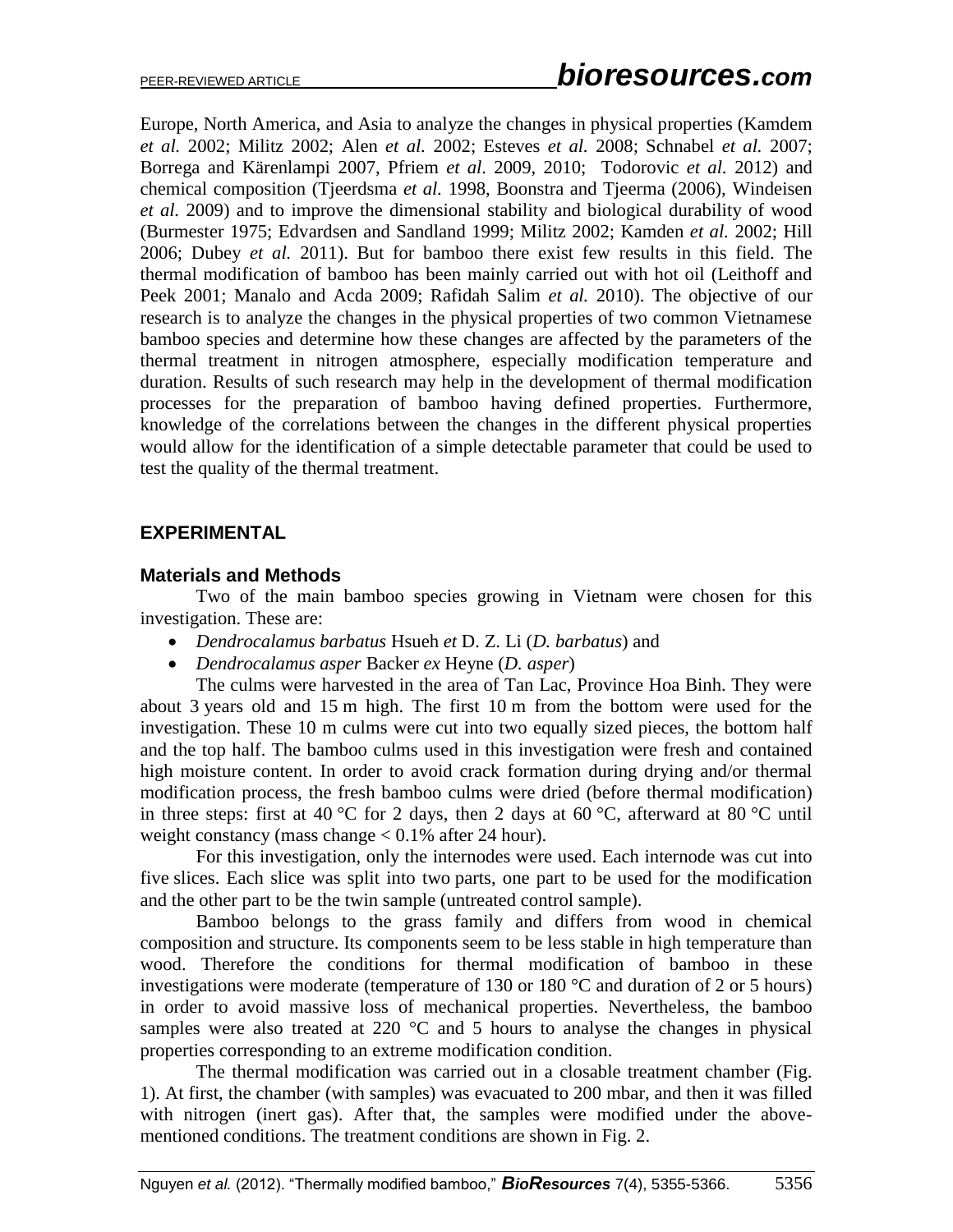Europe, North America, and Asia to analyze the changes in physical properties (Kamdem *et al.* 2002; Militz 2002; Alen *et al.* 2002; Esteves *et al.* 2008; Schnabel *et al.* 2007; Borrega and Kärenlampi 2007, Pfriem *et al*. 2009, 2010; Todorovic *et al.* 2012) and chemical composition (Tjeerdsma *et al.* 1998, Boonstra and Tjeerma (2006), Windeisen *et al.* 2009) and to improve the dimensional stability and biological durability of wood (Burmester 1975; Edvardsen and Sandland 1999; Militz 2002; Kamden *et al*. 2002; Hill 2006; Dubey *et al.* 2011). But for bamboo there exist few results in this field. The thermal modification of bamboo has been mainly carried out with hot oil (Leithoff and Peek 2001; Manalo and Acda 2009; Rafidah Salim *et al.* 2010). The objective of our research is to analyze the changes in the physical properties of two common Vietnamese bamboo species and determine how these changes are affected by the parameters of the thermal treatment in nitrogen atmosphere, especially modification temperature and duration. Results of such research may help in the development of thermal modification processes for the preparation of bamboo having defined properties. Furthermore, knowledge of the correlations between the changes in the different physical properties would allow for the identification of a simple detectable parameter that could be used to test the quality of the thermal treatment.

## EXPERIMENTAL

### Materials and Methods

Two of the main bamboo species growing in Vietnam were chosen for this investigation. These are:

- *Dendrocalamus barbatus* Hsueh *et* D. Z. Li (*D. barbatus*) and
- *Dendrocalamus asper* Backer *ex* Heyne (*D. asper*)

The culms were harvested in the area of Tan Lac, Province Hoa Binh. They were about 3 years old and 15 m high. The first 10 m from the bottom were used for the investigation. These 10 m culms were cut into two equally sized pieces, the bottom half and the top half. The bamboo culms used in this investigation were fresh and contained high moisture content. In order to avoid crack formation during drying and/or thermal modification process, the fresh bamboo culms were dried (before thermal modification) in three steps: first at 40 °C for 2 days, then 2 days at 60 °C, afterward at 80 °C until weight constancy (mass change < 0.1% after 24 hour).

For this investigation, only the internodes were used. Each internode was cut into five slices. Each slice was split into two parts, one part to be used for the modification and the other part to be the twin sample (untreated control sample).

Bamboo belongs to the grass family and differs from wood in chemical composition and structure. Its components seem to be less stable in high temperature than wood. Therefore the conditions for thermal modification of bamboo in these investigations were moderate (temperature of 130 or 180 °C and duration of 2 or 5 hours) in order to avoid massive loss of mechanical properties. Nevertheless, the bamboo samples were also treated at 220 °C and 5 hours to analyse the changes in physical properties corresponding to an extreme modification condition.

The thermal modification was carried out in a closable treatment chamber (Fig. 1). At first, the chamber (with samples) was evacuated to 200 mbar, and then it was filled with nitrogen (inert gas). After that, the samples were modified under the above-mentioned conditions. The treatment conditions are shown in Fig. 2.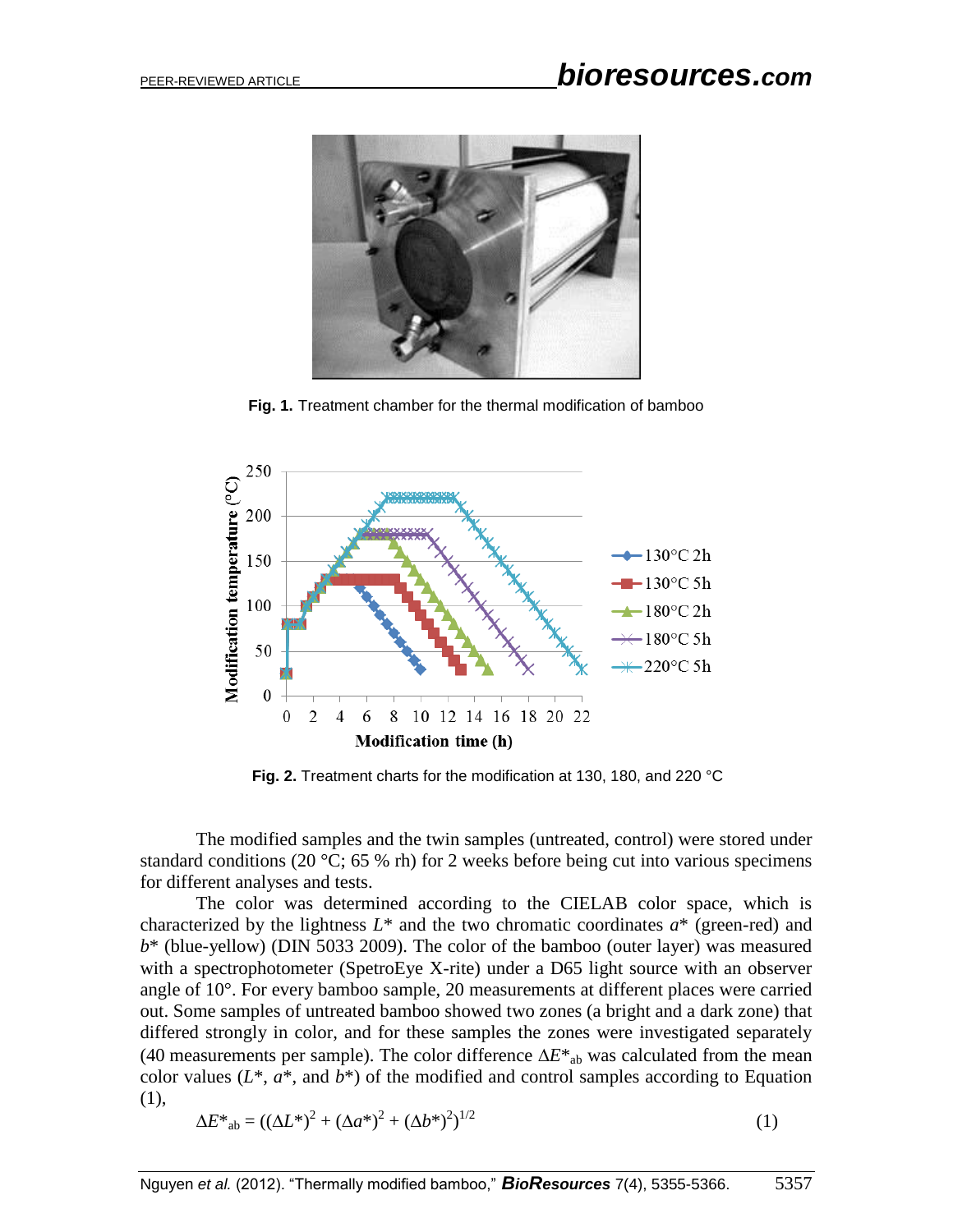Fig. 1. Treatment chamber for the thermal modification of bamboo

Fig. 2. Treatment charts for the modification at 130, 180, and 220 °C

The modified samples and the twin samples (untreated, control) were stored under standard conditions (20 °C; 65 % rh) for 2 weeks before being cut into various specimens for different analyses and tests.

The color was determined according to the CIELAB color space, which is characterized by the lightness $L^*$ and the two chromatic coordinates $a^*$ (green-red) and $b^*$ (blue-yellow) (DIN 5033 2009). The color of the bamboo (outer layer) was measured with a spectrophotometer (SpetroEye X-rite) under a D65 light source with an observer angle of 10°. For every bamboo sample, 20 measurements at different places were carried out. Some samples of untreated bamboo showed two zones (a bright and a dark zone) that differed strongly in color, and for these samples the zones were investigated separately (40 measurements per sample). The color difference $\Delta E^*_{ab}$ was calculated from the mean color values ($L^*$, $a^*$, and $b^*$) of the modified and control samples according to Equation (1),

$$\Delta E^*_{ab} = ((\Delta L^*)^2 + (\Delta a^*)^2 + (\Delta b^*)^2)^{1/2} \tag{1}$$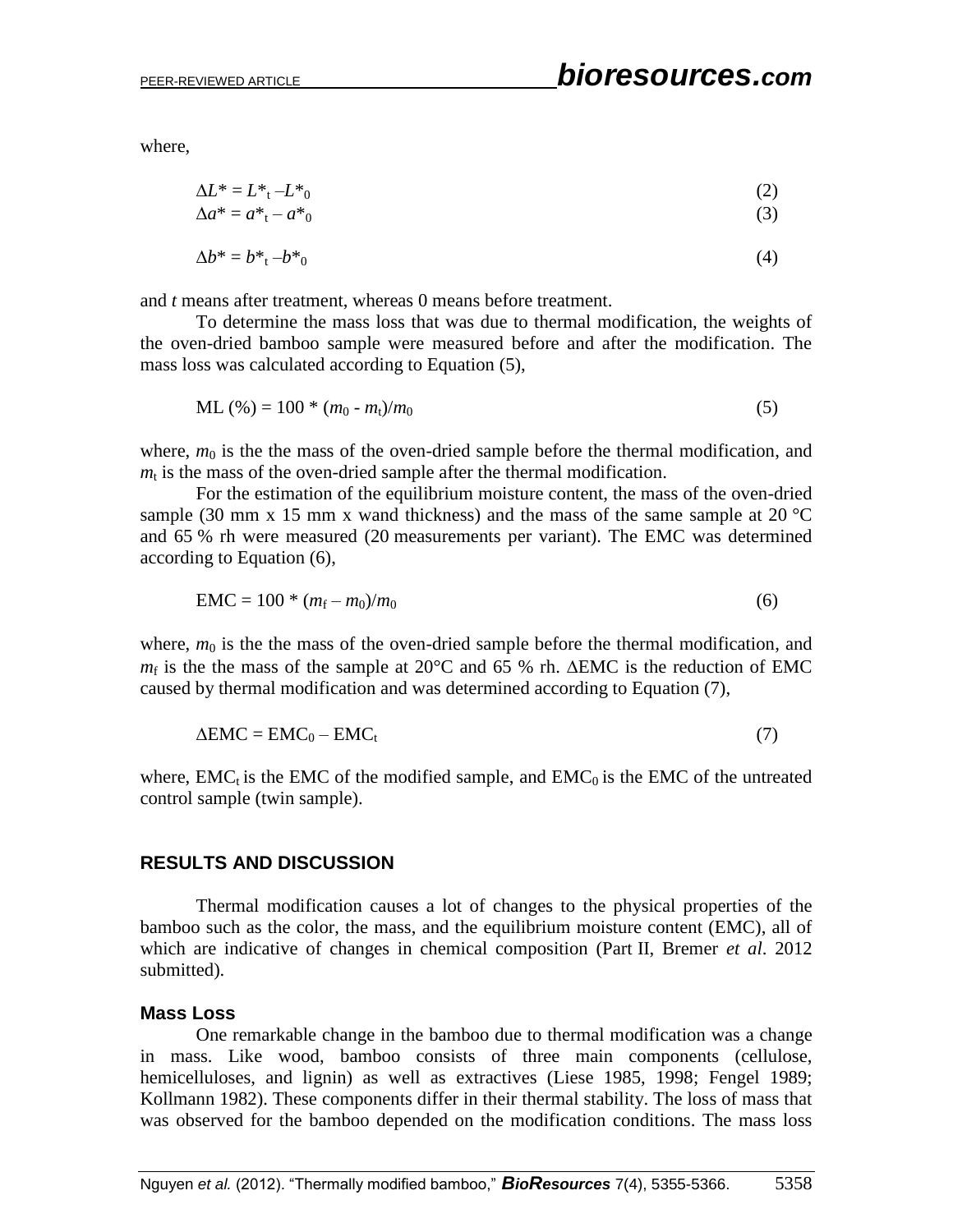where,

$$\Delta L^* = L^*_t - L^*_0 \tag{2}$$

$$\Delta a^* = a^*_t - a^*_0 \tag{3}$$

$$\Delta b^* = b^*_t - b^*_0 \tag{4}$$

and $t$ means after treatment, whereas 0 means before treatment.

To determine the mass loss that was due to thermal modification, the weights of the oven-dried bamboo sample were measured before and after the modification. The mass loss was calculated according to Equation (5),

$$\text{ML (\%)} = 100 * (m_0 - m_t)/m_0 \tag{5}$$

where, $m_0$ is the the mass of the oven-dried sample before the thermal modification, and $m_t$ is the mass of the oven-dried sample after the thermal modification.

For the estimation of the equilibrium moisture content, the mass of the oven-dried sample (30 mm x 15 mm x wand thickness) and the mass of the same sample at 20 °C and 65 % rh were measured (20 measurements per variant). The EMC was determined according to Equation (6),

$$\text{EMC} = 100 * (m_f - m_0)/m_0 \tag{6}$$

where, $m_0$ is the the mass of the oven-dried sample before the thermal modification, and $m_f$ is the the mass of the sample at 20°C and 65 % rh. ΔEMC is the reduction of EMC caused by thermal modification and was determined according to Equation (7),

$$\Delta\text{EMC} = \text{EMC}_0 - \text{EMC}_t \tag{7}$$

where, $\text{EMC}_t$ is the EMC of the modified sample, and $\text{EMC}_0$ is the EMC of the untreated control sample (twin sample).

## RESULTS AND DISCUSSION

Thermal modification causes a lot of changes to the physical properties of the bamboo such as the color, the mass, and the equilibrium moisture content (EMC), all of which are indicative of changes in chemical composition (Part II, Bremer *et al*. 2012 submitted).

### Mass Loss

One remarkable change in the bamboo due to thermal modification was a change in mass. Like wood, bamboo consists of three main components (cellulose, hemicelluloses, and lignin) as well as extractives (Liese 1985, 1998; Fengel 1989; Kollmann 1982). These components differ in their thermal stability. The loss of mass that was observed for the bamboo depended on the modification conditions. The mass loss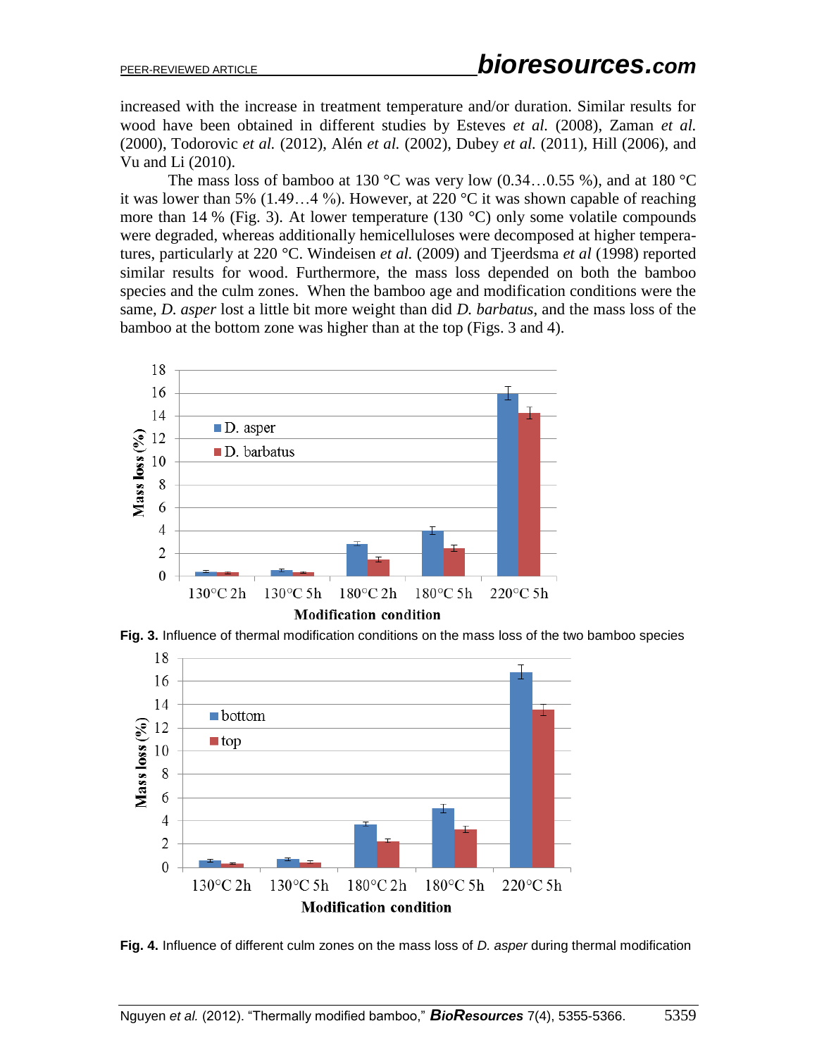increased with the increase in treatment temperature and/or duration. Similar results for wood have been obtained in different studies by Esteves *et al.* (2008), Zaman *et al.* (2000), Todorovic *et al.* (2012), Alén *et al.* (2002), Dubey *et al.* (2011), Hill (2006), and Vu and Li (2010).

The mass loss of bamboo at 130 °C was very low (0.34…0.55 %), and at 180 °C it was lower than 5% (1.49…4 %). However, at 220 °C it was shown capable of reaching more than 14 % (Fig. 3). At lower temperature (130 °C) only some volatile compounds were degraded, whereas additionally hemicelluloses were decomposed at higher temperatures, particularly at 220 °C. Windeisen *et al.* (2009) and Tjeerdsma *et al* (1998) reported similar results for wood. Furthermore, the mass loss depended on both the bamboo species and the culm zones. When the bamboo age and modification conditions were the same, *D. asper* lost a little bit more weight than did *D. barbatus*, and the mass loss of the bamboo at the bottom zone was higher than at the top (Figs. 3 and 4).

**Fig. 3.** Influence of thermal modification conditions on the mass loss of the two bamboo species

**Fig. 4.** Influence of different culm zones on the mass loss of *D. asper* during thermal modification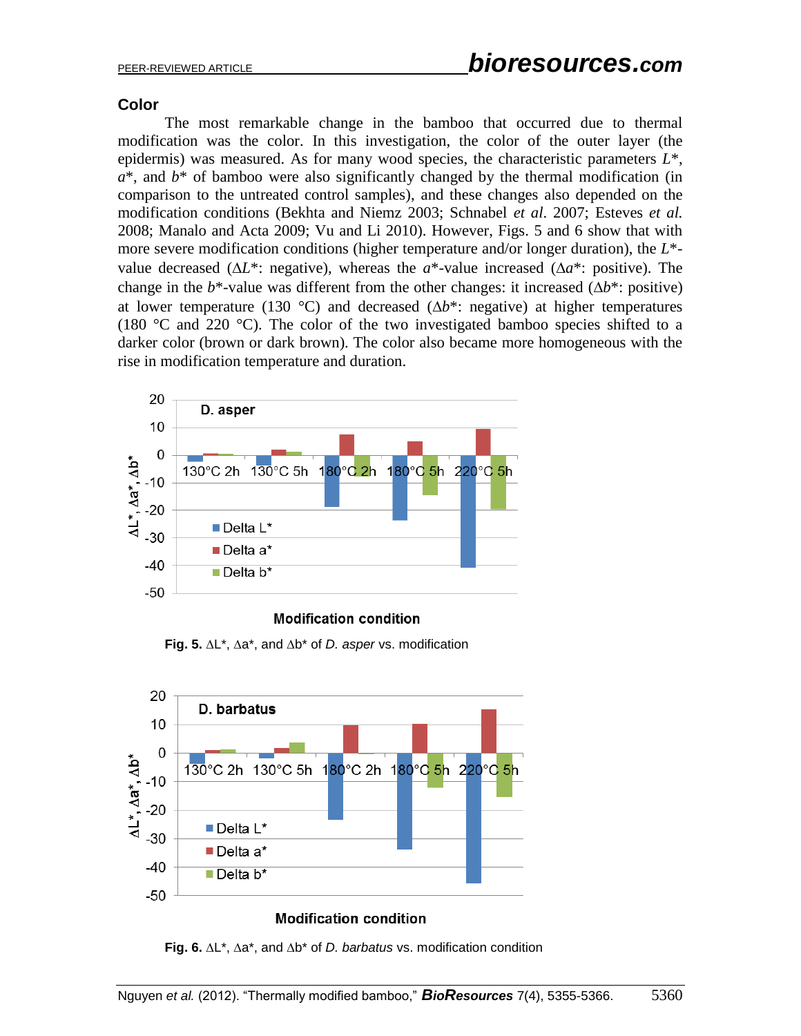### Color

The most remarkable change in the bamboo that occurred due to thermal modification was the color. In this investigation, the color of the outer layer (the epidermis) was measured. As for many wood species, the characteristic parameters $L^*$, $a^*$, and $b^*$ of bamboo were also significantly changed by the thermal modification (in comparison to the untreated control samples), and these changes also depended on the modification conditions (Bekhta and Niemz 2003; Schnabel *et al*. 2007; Esteves *et al.* 2008; Manalo and Acta 2009; Vu and Li 2010). However, Figs. 5 and 6 show that with more severe modification conditions (higher temperature and/or longer duration), the $L^*$-value decreased ($\Delta L^*$: negative), whereas the $a^*$-value increased ($\Delta a^*$: positive). The change in the $b^*$-value was different from the other changes: it increased ($\Delta b^*$: positive) at lower temperature (130 °C) and decreased ($\Delta b^*$: negative) at higher temperatures (180 °C and 220 °C). The color of the two investigated bamboo species shifted to a darker color (brown or dark brown). The color also became more homogeneous with the rise in modification temperature and duration.

**Fig. 5.** $\Delta L^*$, $\Delta a^*$, and $\Delta b^*$ of *D. asper* vs. modification

**Fig. 6.** $\Delta L^*$, $\Delta a^*$, and $\Delta b^*$ of *D. barbatus* vs. modification condition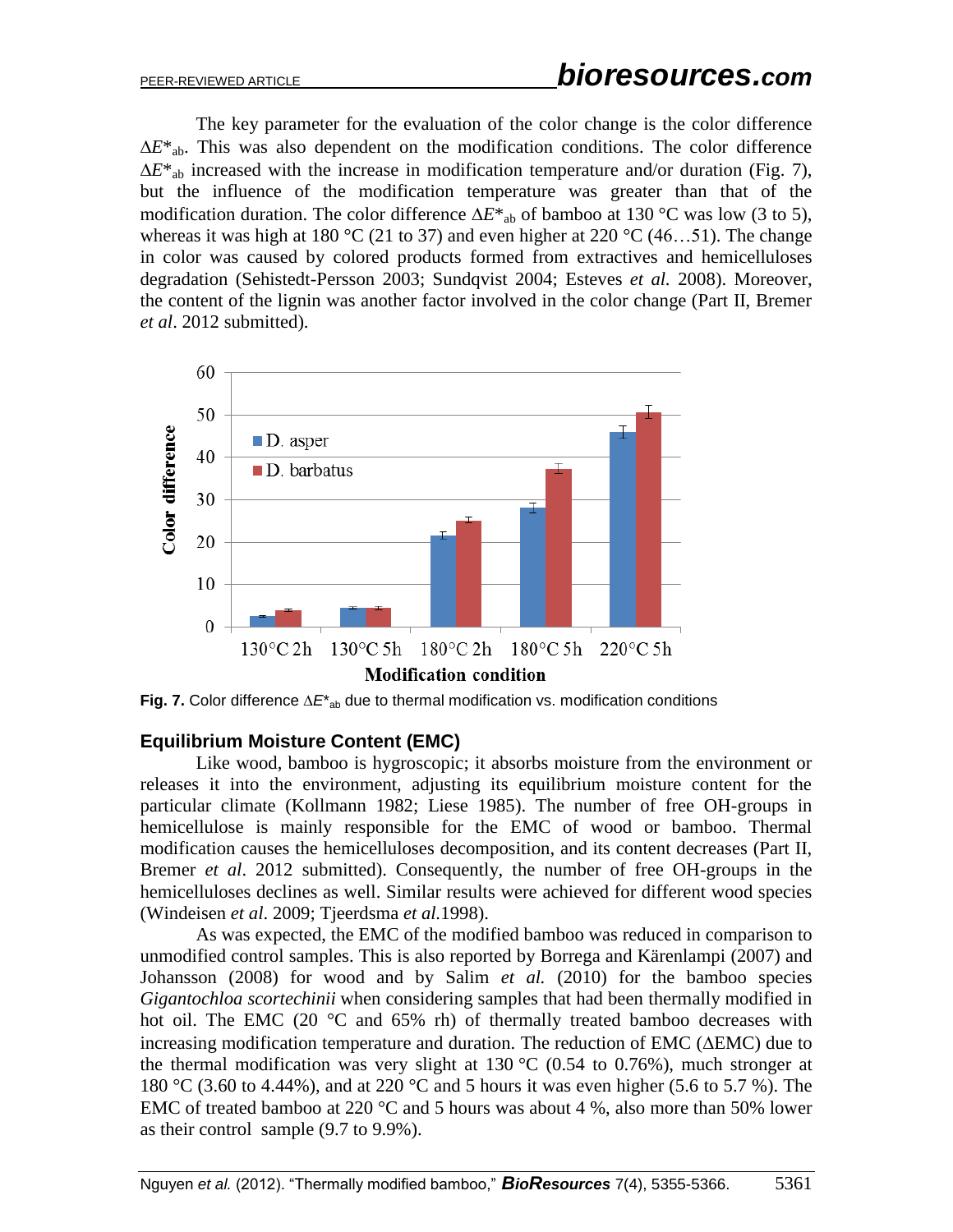The key parameter for the evaluation of the color change is the color difference $\Delta E^*_{ab}$. This was also dependent on the modification conditions. The color difference $\Delta E^*_{ab}$ increased with the increase in modification temperature and/or duration (Fig. 7), but the influence of the modification temperature was greater than that of the modification duration. The color difference $\Delta E^*_{ab}$ of bamboo at 130 °C was low (3 to 5), whereas it was high at 180 °C (21 to 37) and even higher at 220 °C (46…51). The change in color was caused by colored products formed from extractives and hemicelluloses degradation (Sehistedt-Persson 2003; Sundqvist 2004; Esteves *et al.* 2008). Moreover, the content of the lignin was another factor involved in the color change (Part II, Bremer *et al*. 2012 submitted).

**Fig. 7.** Color difference $\Delta E^*_{ab}$ due to thermal modification vs. modification conditions

## Equilibrium Moisture Content (EMC)

Like wood, bamboo is hygroscopic; it absorbs moisture from the environment or releases it into the environment, adjusting its equilibrium moisture content for the particular climate (Kollmann 1982; Liese 1985). The number of free OH-groups in hemicellulose is mainly responsible for the EMC of wood or bamboo. Thermal modification causes the hemicelluloses decomposition, and its content decreases (Part II, Bremer *et al*. 2012 submitted). Consequently, the number of free OH-groups in the hemicelluloses declines as well. Similar results were achieved for different wood species (Windeisen *et al*. 2009; Tjeerdsma *et al.*1998).

As was expected, the EMC of the modified bamboo was reduced in comparison to unmodified control samples. This is also reported by Borrega and Kärenlampi (2007) and Johansson (2008) for wood and by Salim *et al.* (2010) for the bamboo species *Gigantochloa scortechinii* when considering samples that had been thermally modified in hot oil. The EMC (20 °C and 65% rh) of thermally treated bamboo decreases with increasing modification temperature and duration. The reduction of EMC (ΔEMC) due to the thermal modification was very slight at 130 °C (0.54 to 0.76%), much stronger at 180 °C (3.60 to 4.44%), and at 220 °C and 5 hours it was even higher (5.6 to 5.7 %). The EMC of treated bamboo at 220 °C and 5 hours was about 4 %, also more than 50% lower as their control sample (9.7 to 9.9%).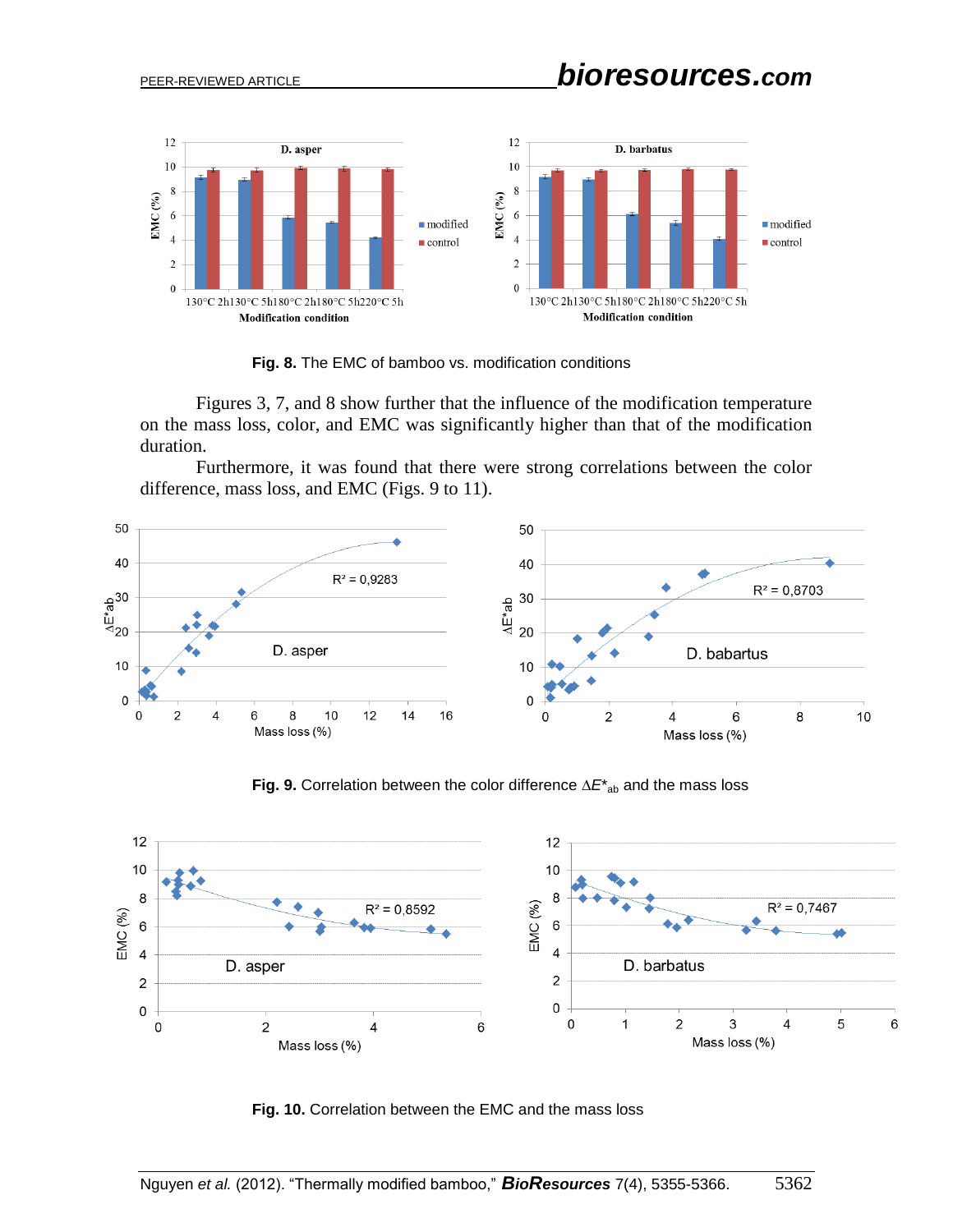**Fig. 8.** The EMC of bamboo vs. modification conditions

Figures 3, 7, and 8 show further that the influence of the modification temperature on the mass loss, color, and EMC was significantly higher than that of the modification duration.

Furthermore, it was found that there were strong correlations between the color difference, mass loss, and EMC (Figs. 9 to 11).

**Fig. 9.** Correlation between the color difference $\Delta E^*_{ab}$ and the mass loss

**Fig. 10.** Correlation between the EMC and the mass loss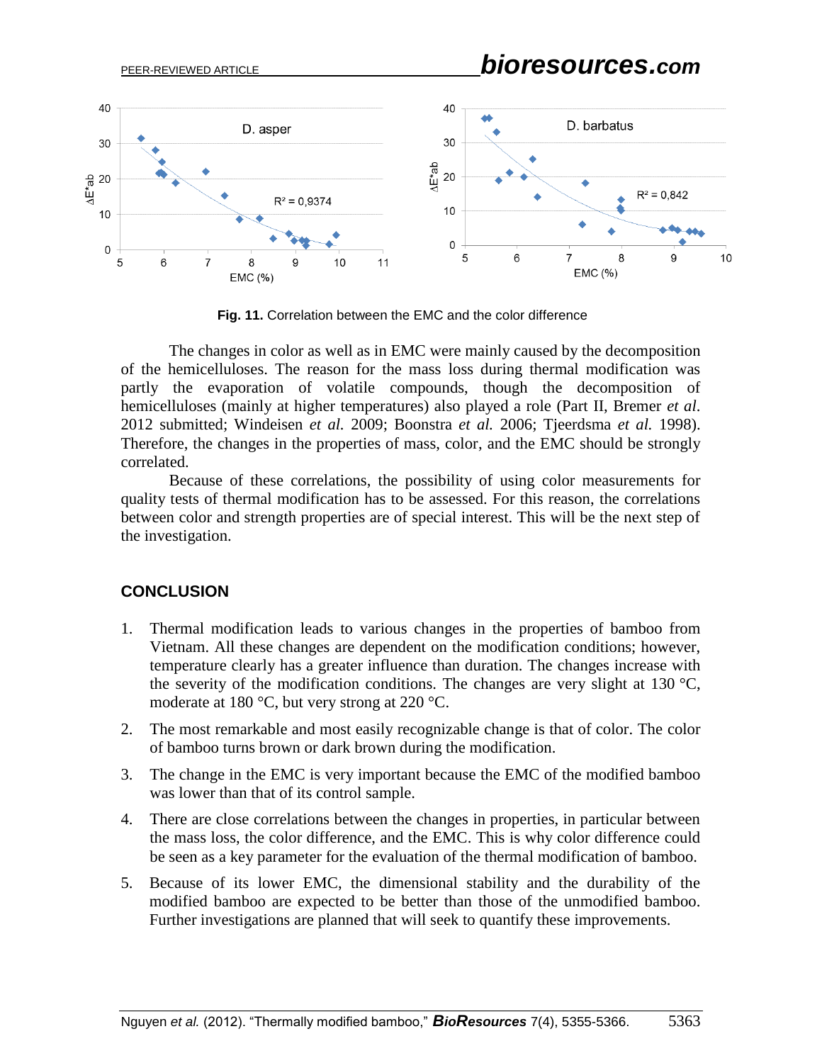Fig. 11. Correlation between the EMC and the color difference

The changes in color as well as in EMC were mainly caused by the decomposition of the hemicelluloses. The reason for the mass loss during thermal modification was partly the evaporation of volatile compounds, though the decomposition of hemicelluloses (mainly at higher temperatures) also played a role (Part II, Bremer *et al.* 2012 submitted; Windeisen *et al.* 2009; Boonstra *et al.* 2006; Tjeerdsma *et al.* 1998). Therefore, the changes in the properties of mass, color, and the EMC should be strongly correlated.

Because of these correlations, the possibility of using color measurements for quality tests of thermal modification has to be assessed. For this reason, the correlations between color and strength properties are of special interest. This will be the next step of the investigation.

## CONCLUSION

1. Thermal modification leads to various changes in the properties of bamboo from Vietnam. All these changes are dependent on the modification conditions; however, temperature clearly has a greater influence than duration. The changes increase with the severity of the modification conditions. The changes are very slight at 130 °C, moderate at 180 °C, but very strong at 220 °C.
2. The most remarkable and most easily recognizable change is that of color. The color of bamboo turns brown or dark brown during the modification.
3. The change in the EMC is very important because the EMC of the modified bamboo was lower than that of its control sample.
4. There are close correlations between the changes in properties, in particular between the mass loss, the color difference, and the EMC. This is why color difference could be seen as a key parameter for the evaluation of the thermal modification of bamboo.
5. Because of its lower EMC, the dimensional stability and the durability of the modified bamboo are expected to be better than those of the unmodified bamboo. Further investigations are planned that will seek to quantify these improvements.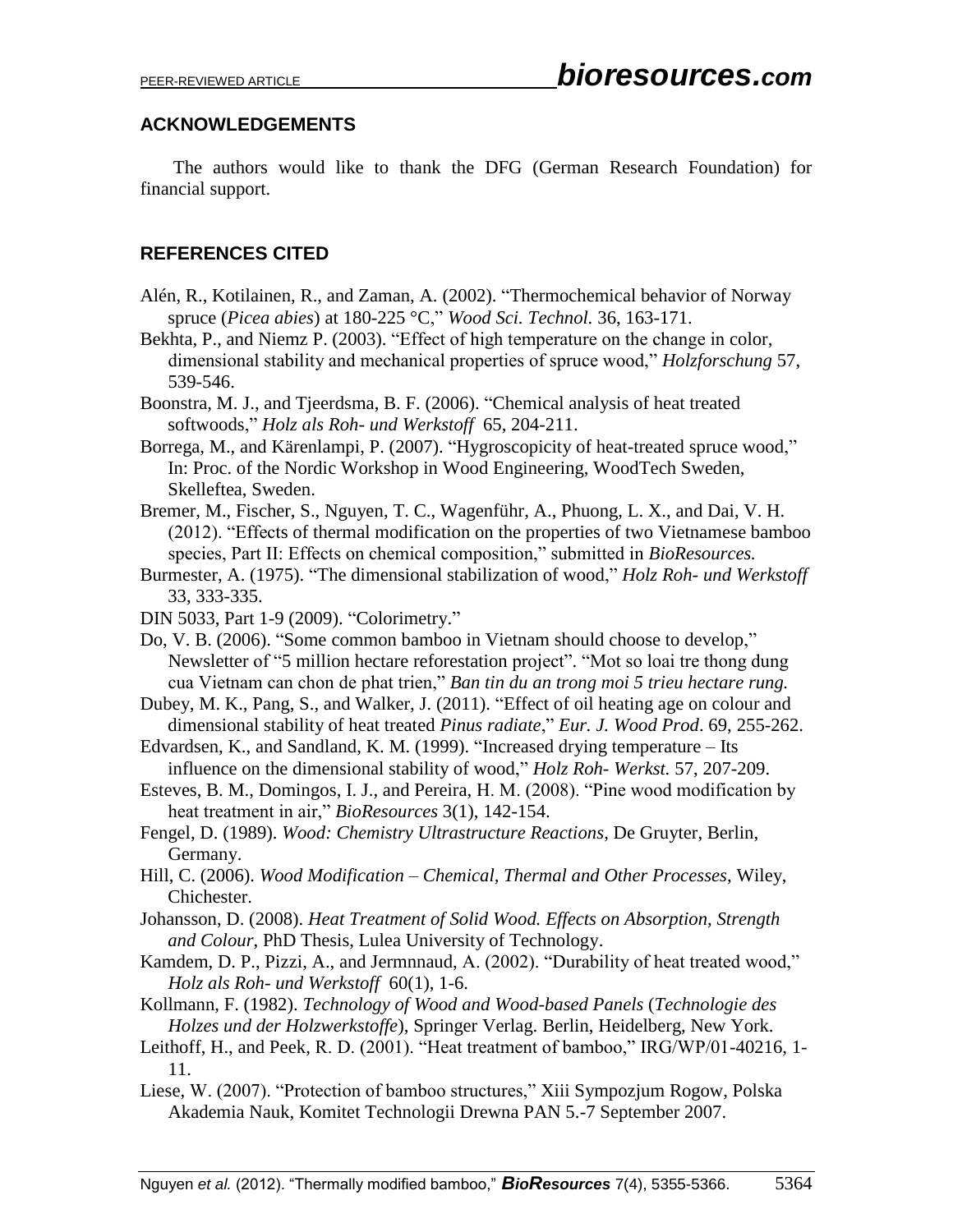## ACKNOWLEDGEMENTS

The authors would like to thank the DFG (German Research Foundation) for financial support.

## REFERENCES CITED

Alén, R., Kotilainen, R., and Zaman, A. (2002). "Thermochemical behavior of Norway spruce (*Picea abies*) at 180-225 °C," *Wood Sci. Technol.* 36, 163-171.

Bekhta, P., and Niemz P. (2003). "Effect of high temperature on the change in color, dimensional stability and mechanical properties of spruce wood," *Holzforschung* 57, 539-546.

Boonstra, M. J., and Tjeerdsma, B. F. (2006). "Chemical analysis of heat treated softwoods," *Holz als Roh- und Werkstoff* 65, 204-211.

Borrega, M., and Kärenlampi, P. (2007). "Hygroscopicity of heat-treated spruce wood," In: Proc. of the Nordic Workshop in Wood Engineering, WoodTech Sweden, Skelleftea, Sweden.

Bremer, M., Fischer, S., Nguyen, T. C., Wagenführ, A., Phuong, L. X., and Dai, V. H. (2012). "Effects of thermal modification on the properties of two Vietnamese bamboo species, Part II: Effects on chemical composition," submitted in *BioResources.*

Burmester, A. (1975). "The dimensional stabilization of wood," *Holz Roh- und Werkstoff* 33, 333-335.

DIN 5033, Part 1-9 (2009). "Colorimetry."

Do, V. B. (2006). "Some common bamboo in Vietnam should choose to develop," Newsletter of "5 million hectare reforestation project". "Mot so loai tre thong dung cua Vietnam can chon de phat trien," *Ban tin du an trong moi 5 trieu hectare rung.*

Dubey, M. K., Pang, S., and Walker, J. (2011). "Effect of oil heating age on colour and dimensional stability of heat treated *Pinus radiate*," *Eur. J. Wood Prod*. 69, 255-262.

Edvardsen, K., and Sandland, K. M. (1999). "Increased drying temperature – Its influence on the dimensional stability of wood," *Holz Roh- Werkst.* 57, 207-209.

Esteves, B. M., Domingos, I. J., and Pereira, H. M. (2008). "Pine wood modification by heat treatment in air," *BioResources* 3(1), 142-154.

Fengel, D. (1989). *Wood: Chemistry Ultrastructure Reactions*, De Gruyter, Berlin, Germany.

Hill, C. (2006). *Wood Modification – Chemical, Thermal and Other Processes*, Wiley, Chichester.

Johansson, D. (2008). *Heat Treatment of Solid Wood. Effects on Absorption, Strength and Colour*, PhD Thesis, Lulea University of Technology.

Kamdem, D. P., Pizzi, A., and Jermnnaud, A. (2002). "Durability of heat treated wood," *Holz als Roh- und Werkstoff* 60(1), 1-6.

Kollmann, F. (1982). *Technology of Wood and Wood-based Panels* (*Technologie des Holzes und der Holzwerkstoffe*), Springer Verlag. Berlin, Heidelberg, New York.

Leithoff, H., and Peek, R. D. (2001). "Heat treatment of bamboo," IRG/WP/01-40216, 1-11.

Liese, W. (2007). "Protection of bamboo structures," Xiii Sympozjum Rogow, Polska Akademia Nauk, Komitet Technologii Drewna PAN 5.-7 September 2007.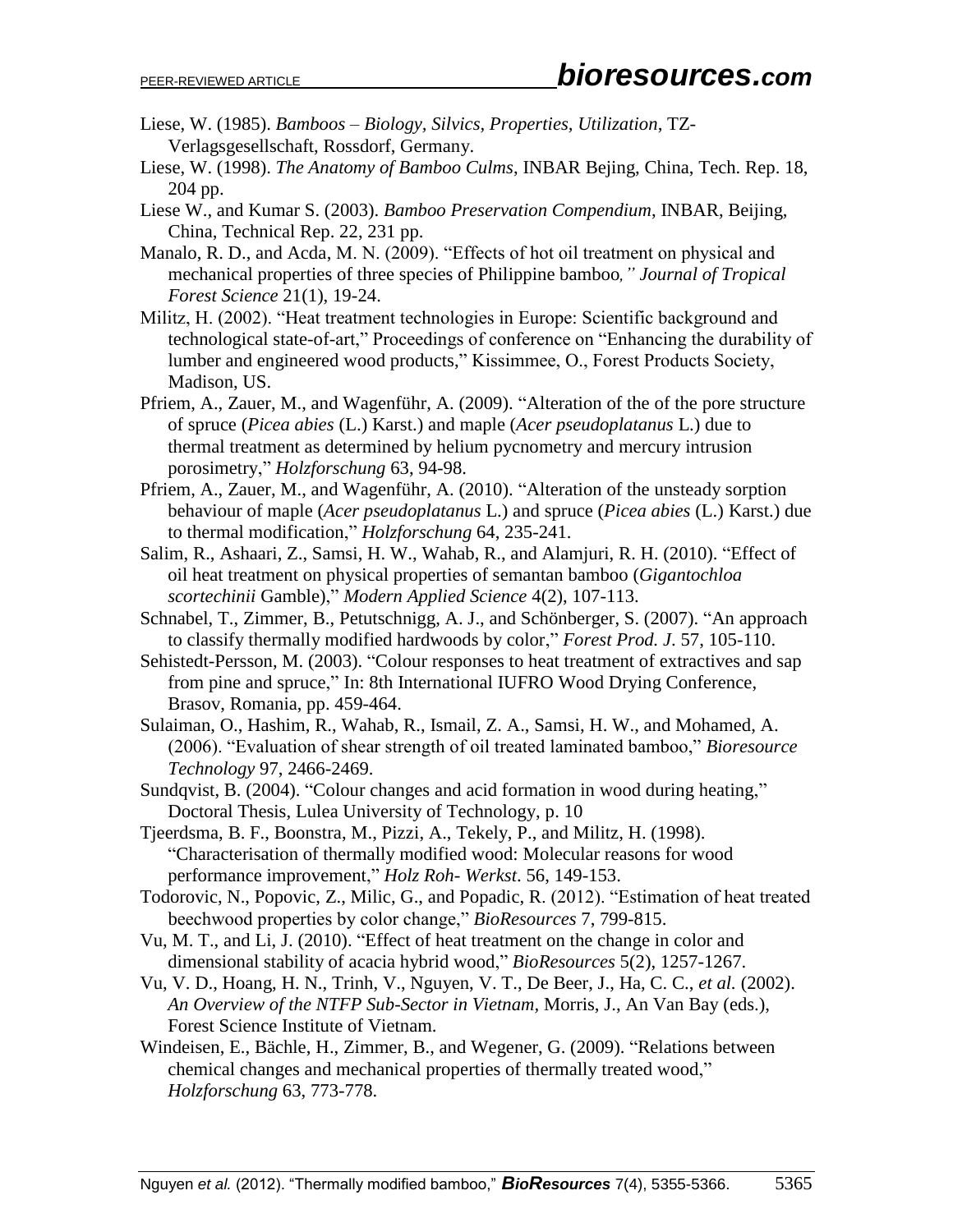Liese, W. (1985). *Bamboos – Biology, Silvics, Properties, Utilization*, TZ-Verlagsgesellschaft, Rossdorf, Germany.

Liese, W. (1998). *The Anatomy of Bamboo Culms*, INBAR Bejing, China, Tech. Rep. 18, 204 pp.

Liese W., and Kumar S. (2003). *Bamboo Preservation Compendium*, INBAR, Beijing, China, Technical Rep. 22, 231 pp.

Manalo, R. D., and Acda, M. N. (2009). "Effects of hot oil treatment on physical and mechanical properties of three species of Philippine bamboo*," Journal of Tropical Forest Science* 21(1), 19-24.

Militz, H. (2002). "Heat treatment technologies in Europe: Scientific background and technological state-of-art," Proceedings of conference on "Enhancing the durability of lumber and engineered wood products," Kissimmee, O., Forest Products Society, Madison, US.

Pfriem, A., Zauer, M., and Wagenführ, A. (2009). "Alteration of the of the pore structure of spruce (*Picea abies* (L.) Karst.) and maple (*Acer pseudoplatanus* L.) due to thermal treatment as determined by helium pycnometry and mercury intrusion porosimetry," *Holzforschung* 63, 94-98.

Pfriem, A., Zauer, M., and Wagenführ, A. (2010). "Alteration of the unsteady sorption behaviour of maple (*Acer pseudoplatanus* L.) and spruce (*Picea abies* (L.) Karst.) due to thermal modification," *Holzforschung* 64, 235-241.

Salim, R., Ashaari, Z., Samsi, H. W., Wahab, R., and Alamjuri, R. H. (2010). "Effect of oil heat treatment on physical properties of semantan bamboo (*Gigantochloa scortechinii* Gamble)," *Modern Applied Science* 4(2), 107-113.

Schnabel, T., Zimmer, B., Petutschnigg, A. J., and Schönberger, S. (2007). "An approach to classify thermally modified hardwoods by color," *Forest Prod. J.* 57, 105-110.

Sehistedt-Persson, M. (2003). "Colour responses to heat treatment of extractives and sap from pine and spruce," In: 8th International IUFRO Wood Drying Conference, Brasov, Romania, pp. 459-464.

Sulaiman, O., Hashim, R., Wahab, R., Ismail, Z. A., Samsi, H. W., and Mohamed, A. (2006). "Evaluation of shear strength of oil treated laminated bamboo," *Bioresource Technology* 97, 2466-2469.

Sundqvist, B. (2004). "Colour changes and acid formation in wood during heating," Doctoral Thesis, Lulea University of Technology, p. 10

Tjeerdsma, B. F., Boonstra, M., Pizzi, A., Tekely, P., and Militz, H. (1998). "Characterisation of thermally modified wood: Molecular reasons for wood performance improvement," *Holz Roh- Werkst*. 56, 149-153.

Todorovic, N., Popovic, Z., Milic, G., and Popadic, R. (2012). "Estimation of heat treated beechwood properties by color change," *BioResources* 7, 799-815.

Vu, M. T., and Li, J. (2010). "Effect of heat treatment on the change in color and dimensional stability of acacia hybrid wood," *BioResources* 5(2), 1257-1267.

Vu, V. D., Hoang, H. N., Trinh, V., Nguyen, V. T., De Beer, J., Ha, C. C., *et al.* (2002). *An Overview of the NTFP Sub-Sector in Vietnam*, Morris, J., An Van Bay (eds.), Forest Science Institute of Vietnam.

Windeisen, E., Bächle, H., Zimmer, B., and Wegener, G. (2009). "Relations between chemical changes and mechanical properties of thermally treated wood," *Holzforschung* 63, 773-778.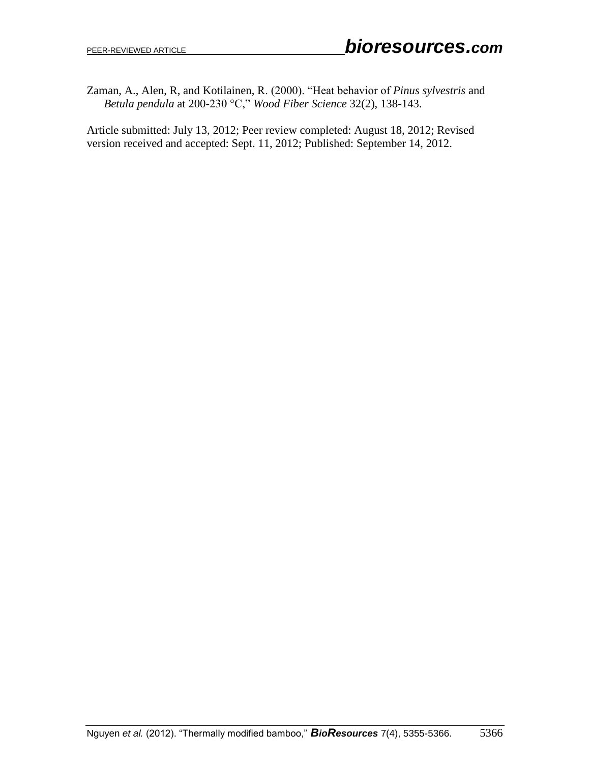Zaman, A., Alen, R, and Kotilainen, R. (2000). "Heat behavior of *Pinus sylvestris* and *Betula pendula* at 200-230 °C," *Wood Fiber Science* 32(2), 138-143.

Article submitted: July 13, 2012; Peer review completed: August 18, 2012; Revised version received and accepted: Sept. 11, 2012; Published: September 14, 2012.